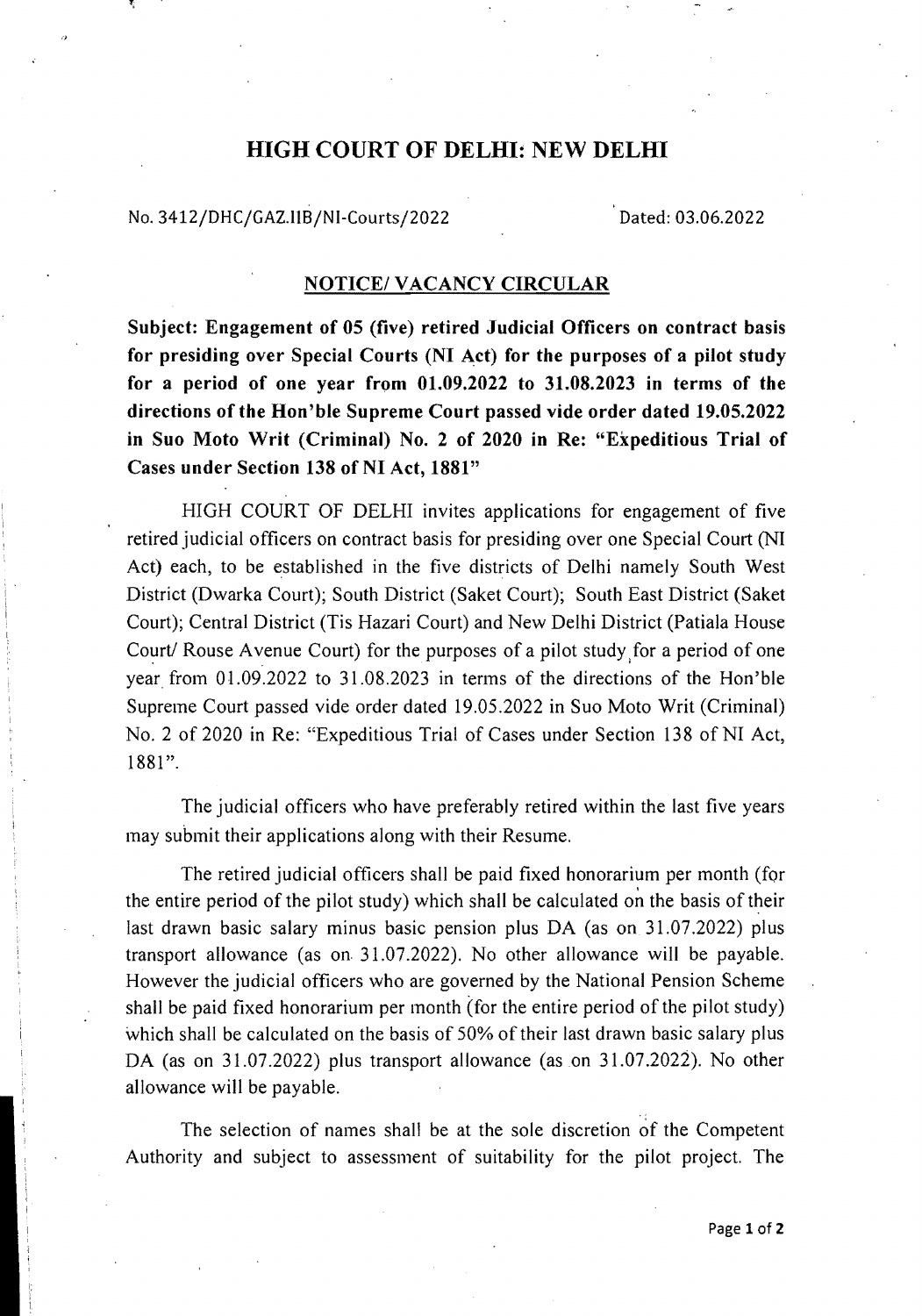# HIGH COURT OF DELHI: NEW DELHI

No. 3412/DHC/GAZ.IIB/NI-Courts/2022 Dated: 03.06.2022

## NOTICE/ VACANCY CIRCULAR

**Subject: Engagement of 05 (five) retired Judicial Officers on contract basis for presiding over Special Courts (NI Act) for the purposes of a pilot study for a period of one year from 01.09.2022 to 31.08.2023 in terms of the directions of the Hon'ble Supreme Court passed vide order dated 19.05.2022 in Suo Moto Writ (Criminal) No. 2 of 2020 in Re: "Expeditious Trial of Cases under Section 138 of NI Act, 1881"**

HIGH COURT OF DELHI invites applications for engagement of five retired judicial officers on contract basis for presiding over one Special Court (NI Act) each, to be established in the five districts of Delhi namely South West District (Dwarka Court); South District (Saket Court); South East District (Saket Court); Central District (Tis Hazari Court) and New Delhi District (Patiala House Court/ Rouse Avenue Court) for the purposes of a pilot study for a period of one year from 01.09.2022 to 31.08.2023 in terms of the directions of the Hon'ble Supreme Court passed vide order dated 19.05.2022 in Suo Moto Writ (Criminal) No. 2 of 2020 in Re: "Expeditious Trial of Cases under Section 138 of NI Act, 1881".

The judicial officers who have preferably retired within the last five years may submit their applications along with their Resume.

The retired judicial officers shall be paid fixed honorarium per month (for the entire period of the pilot study) which shall be calculated on the basis of their last drawn basic salary minus basic pension plus DA (as on 31.07.2022) plus transport allowance (as on 31.07.2022). No other allowance will be payable. However the judicial officers who are governed by the National Pension Scheme shall be paid fixed honorarium per month (for the entire period of the pilot study) which shall be calculated on the basis of 50% of their last drawn basic salary plus DA (as on 31.07.2022) plus transport allowance (as on 31.07.2022). No other allowance will be payable.

The selection of names shall be at the sole discretion of the Competent Authority and subject to assessment of suitability for the pilot project. The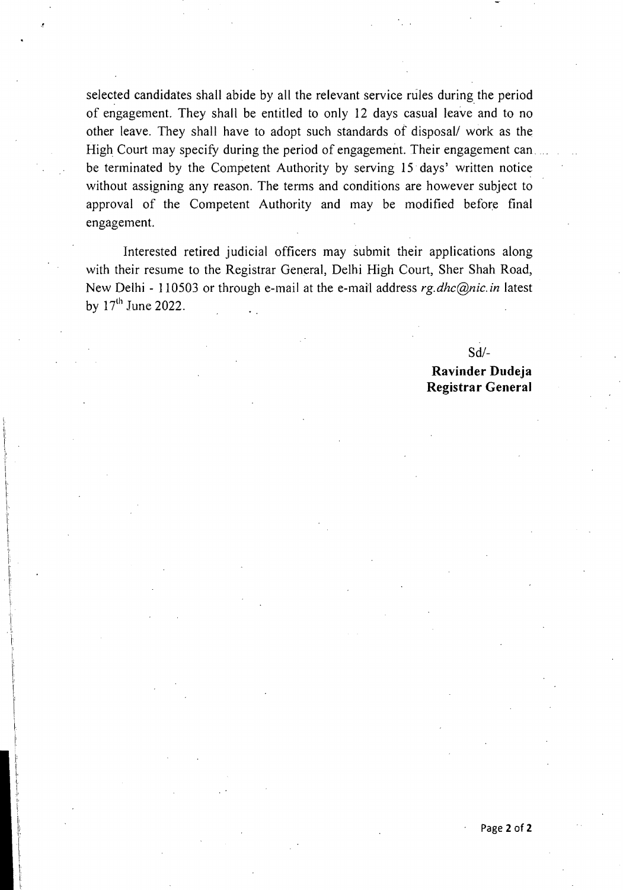selected candidates shall abide by all the relevant service rules during the period of engagement. They shall be entitled to only 12 days casual leave and to no other leave. They shall have to adopt such standards of disposal/ work as the High Court may specify during the period of engagement. Their engagement can be terminated by the Competent Authority by serving 15 days' written notice without assigning any reason. The terms and conditions are however subject to approval of the Competent Authority and may be modified before final engagement.

Interested retired judicial officers may submit their applications along with their resume to the Registrar General, Delhi High Court, Sher Shah Road, New Delhi - 110503 or through e-mail at the e-mail address *rg.dhc@nic.in* latest by 17th June 2022.

Sd/-

**Ravinder Dudeja**
**Registrar General**